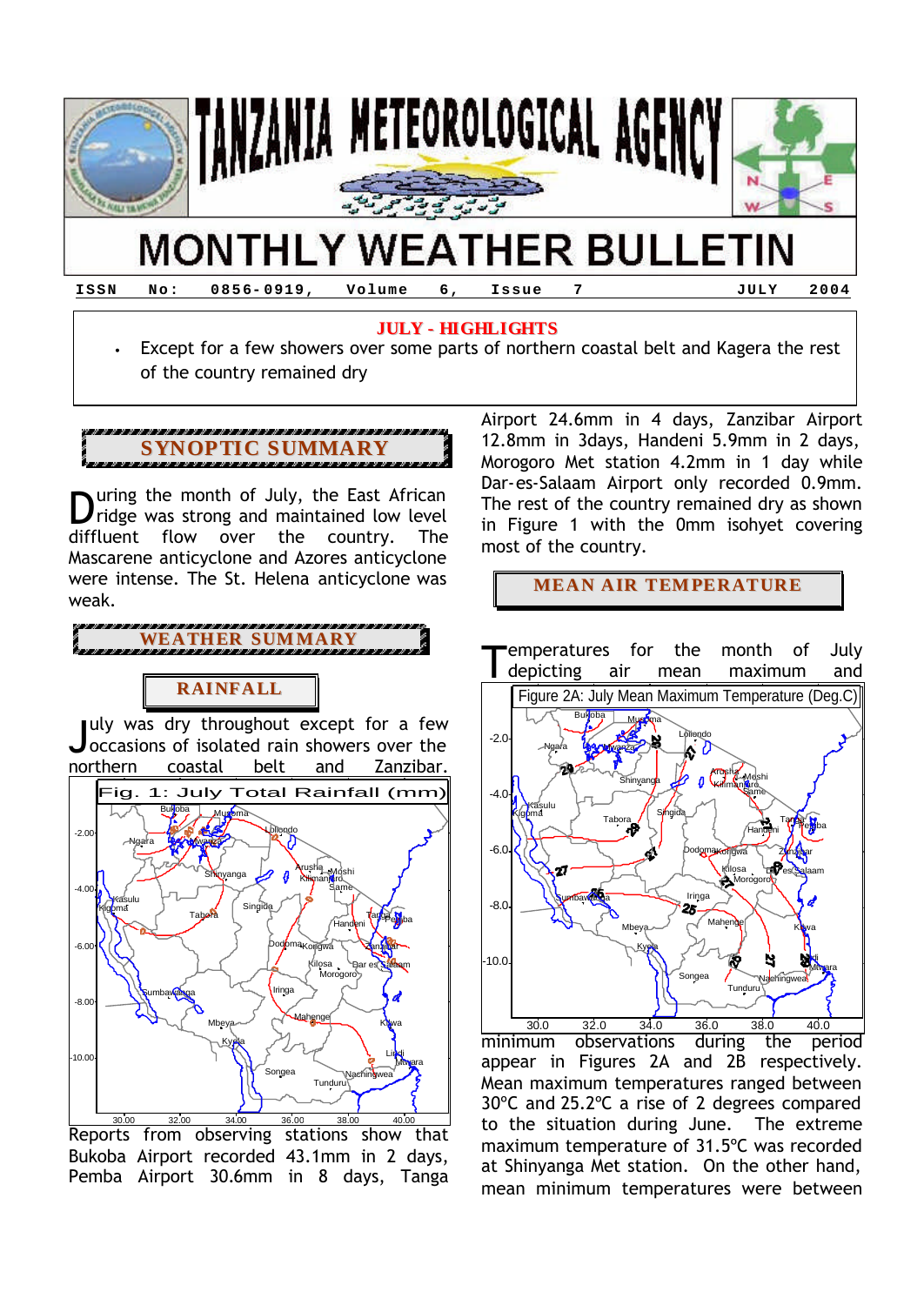# TANZANIA METEOROLOGICAL AGENCY

# MONTHLY WEATHER BULLETIN

ISSN No: 0856-0919, Volume 6, Issue 7 JULY 2004

**JULY - HIGHLIGHTS**

- Except for a few showers over some parts of northern coastal belt and Kagera the rest of the country remained dry

## SYNOPTIC SUMMARY

During the month of July, the East African ridge was strong and maintained low level diffluent flow over the country. The Mascarene anticyclone and Azores anticyclone were intense. The St. Helena anticyclone was weak.

## WEATHER SUMMARY

### RAINFALL

July was dry throughout except for a few occasions of isolated rain showers over the northern coastal belt and Zanzibar.

Fig. 1: July Total Rainfall (mm)

Reports from observing stations show that Bukoba Airport recorded 43.1mm in 2 days, Pemba Airport 30.6mm in 8 days, Tanga Airport 24.6mm in 4 days, Zanzibar Airport 12.8mm in 3days, Handeni 5.9mm in 2 days, Morogoro Met station 4.2mm in 1 day while Dar-es-Salaam Airport only recorded 0.9mm. The rest of the country remained dry as shown in Figure 1 with the 0mm isohyet covering most of the country.

## MEAN AIR TEMPERATURE

Temperatures for the month of July depicting air mean maximum and minimum observations during the period appear in Figures 2A and 2B respectively. Mean maximum temperatures ranged between 30°C and 25.2°C a rise of 2 degrees compared to the situation during June. The extreme maximum temperature of 31.5°C was recorded at Shinyanga Met station. On the other hand, mean minimum temperatures were between

Figure 2A: July Mean Maximum Temperature (Deg.C)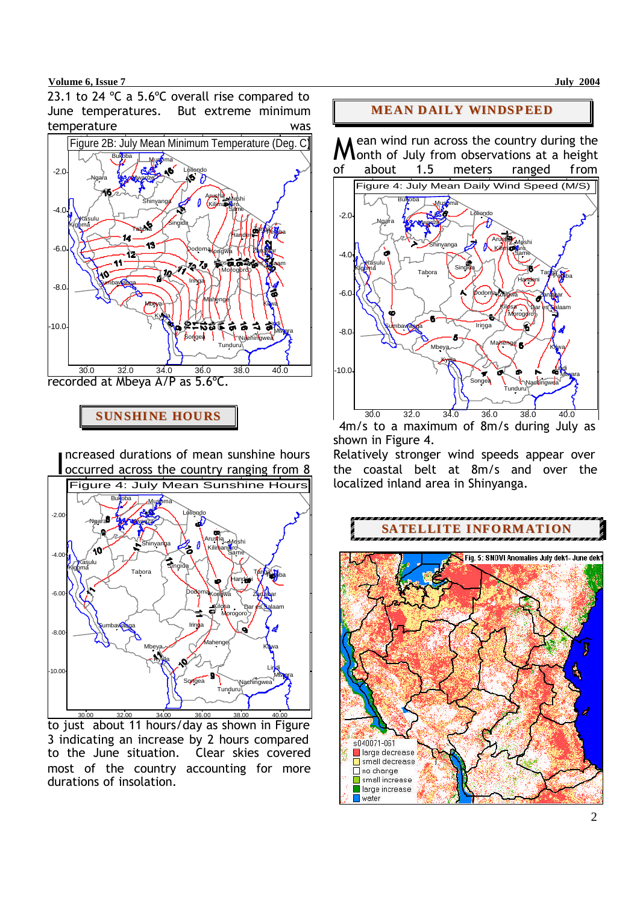23.1 to 24 °C a 5.6°C overall rise compared to June temperatures. But extreme minimum temperature was recorded at Mbeya A/P as 5.6°C.

Figure 2B: July Mean Minimum Temperature (Deg. C)

## SUNSHINE HOURS

Increased durations of mean sunshine hours occurred across the country ranging from 8 to just about 11 hours/day as shown in Figure 3 indicating an increase by 2 hours compared to the June situation. Clear skies covered most of the country accounting for more durations of insolation.

Figure 4: July Mean Sunshine Hours

## MEAN DAILY WINDSPEED

Mean wind run across the country during the month of July from observations at a height of about 1.5 meters ranged from 4m/s to a maximum of 8m/s during July as shown in Figure 4.

Figure 4: July Mean Daily Wind Speed (M/S)

Relatively stronger wind speeds appear over the coastal belt at 8m/s and over the localized inland area in Shinyanga.

## SATELLITE INFORMATION

Fig. 5: SNDVI Anomalies July dek1- June dek1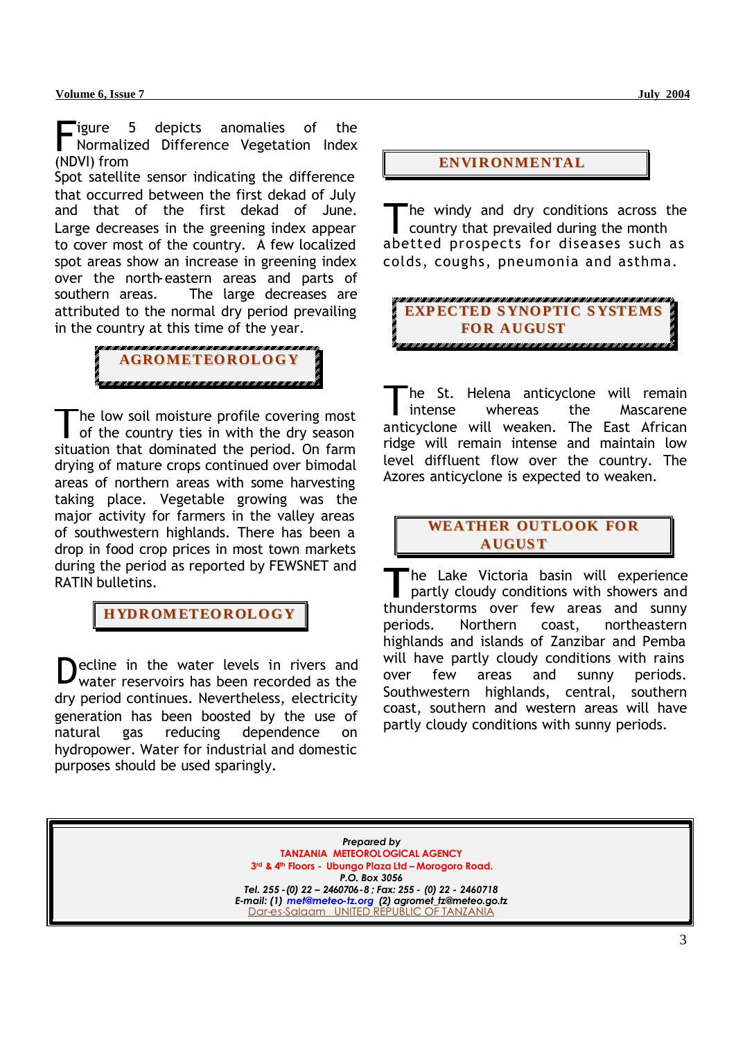Figure 5 depicts anomalies of the Normalized Difference Vegetation Index (NDVI) from Spot satellite sensor indicating the difference that occurred between the first dekad of July and that of the first dekad of June. Large decreases in the greening index appear to cover most of the country. A few localized spot areas show an increase in greening index over the north-eastern areas and parts of southern areas. The large decreases are attributed to the normal dry period prevailing in the country at this time of the year.

## AGROMETEOROLOGY

The low soil moisture profile covering most of the country ties in with the dry season situation that dominated the period. On farm drying of mature crops continued over bimodal areas of northern areas with some harvesting taking place. Vegetable growing was the major activity for farmers in the valley areas of southwestern highlands. There has been a drop in food crop prices in most town markets during the period as reported by FEWSNET and RATIN bulletins.

## HYDROMETEOROLOGY

Decline in the water levels in rivers and water reservoirs has been recorded as the dry period continues. Nevertheless, electricity generation has been boosted by the use of natural gas reducing dependence on hydropower. Water for industrial and domestic purposes should be used sparingly.

## ENVIRONMENTAL

The windy and dry conditions across the country that prevailed during the month abetted prospects for diseases such as colds, coughs, pneumonia and asthma.

## EXPECTED SYNOPTIC SYSTEMS FOR AUGUST

The St. Helena anticyclone will remain intense whereas the Mascarene anticyclone will weaken. The East African ridge will remain intense and maintain low level diffluent flow over the country. The Azores anticyclone is expected to weaken.

## WEATHER OUTLOOK FOR AUGUST

The Lake Victoria basin will experience partly cloudy conditions with showers and thunderstorms over few areas and sunny periods. Northern coast, northeastern highlands and islands of Zanzibar and Pemba will have partly cloudy conditions with rains over few areas and sunny periods. Southwestern highlands, central, southern coast, southern and western areas will have partly cloudy conditions with sunny periods.

*Prepared by*
**TANZANIA METEOROLOGICAL AGENCY**
**3rd & 4th Floors - Ubungo Plaza Ltd – Morogoro Road.**
*P.O. Box 3056*
*Tel. 255 - (0) 22 – 2460706 - 8 ; Fax: 255 - (0) 22 - 2460718*
*E-mail: (1) met@meteo-tz.org (2) agromet_tz@meteo.go.tz*
Dar-es-Salaam UNITED REPUBLIC OF TANZANIA